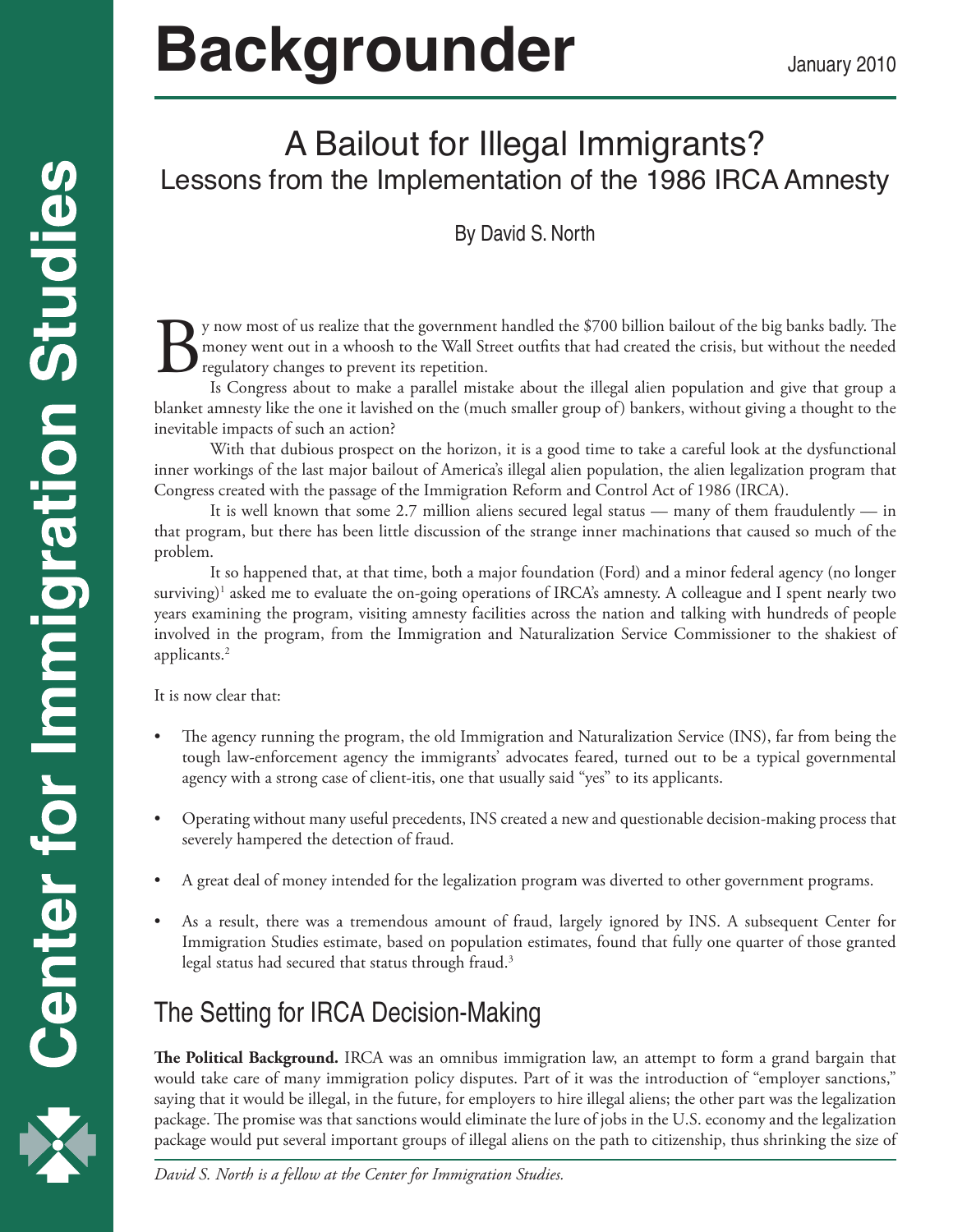# Backgrounder

January 2010

## A Bailout for Illegal Immigrants?
### Lessons from the Implementation of the 1986 IRCA Amnesty

By David S. North

By now most of us realize that the government handled the $700 billion bailout of the big banks badly. The money went out in a whoosh to the Wall Street outfits that had created the crisis, but without the needed regulatory changes to prevent its repetition.

Is Congress about to make a parallel mistake about the illegal alien population and give that group a blanket amnesty like the one it lavished on the (much smaller group of) bankers, without giving a thought to the inevitable impacts of such an action?

With that dubious prospect on the horizon, it is a good time to take a careful look at the dysfunctional inner workings of the last major bailout of America's illegal alien population, the alien legalization program that Congress created with the passage of the Immigration Reform and Control Act of 1986 (IRCA).

It is well known that some 2.7 million aliens secured legal status — many of them fraudulently — in that program, but there has been little discussion of the strange inner machinations that caused so much of the problem.

It so happened that, at that time, both a major foundation (Ford) and a minor federal agency (no longer surviving)[1] asked me to evaluate the on-going operations of IRCA's amnesty. A colleague and I spent nearly two years examining the program, visiting amnesty facilities across the nation and talking with hundreds of people involved in the program, from the Immigration and Naturalization Service Commissioner to the shakiest of applicants.[2]

It is now clear that:

- The agency running the program, the old Immigration and Naturalization Service (INS), far from being the tough law-enforcement agency the immigrants' advocates feared, turned out to be a typical governmental agency with a strong case of client-itis, one that usually said "yes" to its applicants.
- Operating without many useful precedents, INS created a new and questionable decision-making process that severely hampered the detection of fraud.
- A great deal of money intended for the legalization program was diverted to other government programs.
- As a result, there was a tremendous amount of fraud, largely ignored by INS. A subsequent Center for Immigration Studies estimate, based on population estimates, found that fully one quarter of those granted legal status had secured that status through fraud.[3]

## The Setting for IRCA Decision-Making

**The Political Background.** IRCA was an omnibus immigration law, an attempt to form a grand bargain that would take care of many immigration policy disputes. Part of it was the introduction of "employer sanctions," saying that it would be illegal, in the future, for employers to hire illegal aliens; the other part was the legalization package. The promise was that sanctions would eliminate the lure of jobs in the U.S. economy and the legalization package would put several important groups of illegal aliens on the path to citizenship, thus shrinking the size of

*David S. North is a fellow at the Center for Immigration Studies.*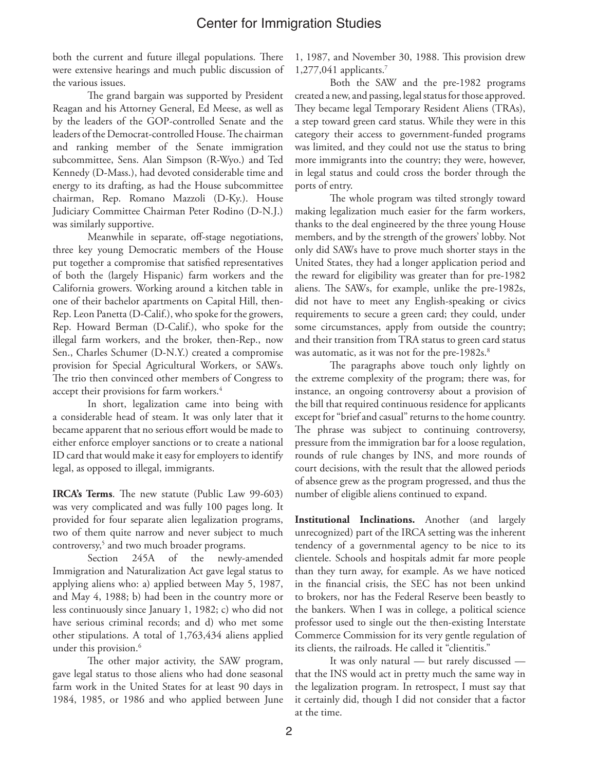both the current and future illegal populations. There were extensive hearings and much public discussion of the various issues.

The grand bargain was supported by President Reagan and his Attorney General, Ed Meese, as well as by the leaders of the GOP-controlled Senate and the leaders of the Democrat-controlled House. The chairman and ranking member of the Senate immigration subcommittee, Sens. Alan Simpson (R-Wyo.) and Ted Kennedy (D-Mass.), had devoted considerable time and energy to its drafting, as had the House subcommittee chairman, Rep. Romano Mazzoli (D-Ky.). House Judiciary Committee Chairman Peter Rodino (D-N.J.) was similarly supportive.

Meanwhile in separate, off-stage negotiations, three key young Democratic members of the House put together a compromise that satisfied representatives of both the (largely Hispanic) farm workers and the California growers. Working around a kitchen table in one of their bachelor apartments on Capital Hill, then-Rep. Leon Panetta (D-Calif.), who spoke for the growers, Rep. Howard Berman (D-Calif.), who spoke for the illegal farm workers, and the broker, then-Rep., now Sen., Charles Schumer (D-N.Y.) created a compromise provision for Special Agricultural Workers, or SAWs. The trio then convinced other members of Congress to accept their provisions for farm workers.[4]

In short, legalization came into being with a considerable head of steam. It was only later that it became apparent that no serious effort would be made to either enforce employer sanctions or to create a national ID card that would make it easy for employers to identify legal, as opposed to illegal, immigrants.

**IRCA's Terms**. The new statute (Public Law 99-603) was very complicated and was fully 100 pages long. It provided for four separate alien legalization programs, two of them quite narrow and never subject to much controversy,[5] and two much broader programs.

Section 245A of the newly-amended Immigration and Naturalization Act gave legal status to applying aliens who: a) applied between May 5, 1987, and May 4, 1988; b) had been in the country more or less continuously since January 1, 1982; c) who did not have serious criminal records; and d) who met some other stipulations. A total of 1,763,434 aliens applied under this provision.[6]

The other major activity, the SAW program, gave legal status to those aliens who had done seasonal farm work in the United States for at least 90 days in 1984, 1985, or 1986 and who applied between June 1, 1987, and November 30, 1988. This provision drew 1,277,041 applicants.[7]

Both the SAW and the pre-1982 programs created a new, and passing, legal status for those approved. They became legal Temporary Resident Aliens (TRAs), a step toward green card status. While they were in this category their access to government-funded programs was limited, and they could not use the status to bring more immigrants into the country; they were, however, in legal status and could cross the border through the ports of entry.

The whole program was tilted strongly toward making legalization much easier for the farm workers, thanks to the deal engineered by the three young House members, and by the strength of the growers' lobby. Not only did SAWs have to prove much shorter stays in the United States, they had a longer application period and the reward for eligibility was greater than for pre-1982 aliens. The SAWs, for example, unlike the pre-1982s, did not have to meet any English-speaking or civics requirements to secure a green card; they could, under some circumstances, apply from outside the country; and their transition from TRA status to green card status was automatic, as it was not for the pre-1982s.[8]

The paragraphs above touch only lightly on the extreme complexity of the program; there was, for instance, an ongoing controversy about a provision of the bill that required continuous residence for applicants except for "brief and casual" returns to the home country. The phrase was subject to continuing controversy, pressure from the immigration bar for a loose regulation, rounds of rule changes by INS, and more rounds of court decisions, with the result that the allowed periods of absence grew as the program progressed, and thus the number of eligible aliens continued to expand.

**Institutional Inclinations.** Another (and largely unrecognized) part of the IRCA setting was the inherent tendency of a governmental agency to be nice to its clientele. Schools and hospitals admit far more people than they turn away, for example. As we have noticed in the financial crisis, the SEC has not been unkind to brokers, nor has the Federal Reserve been beastly to the bankers. When I was in college, a political science professor used to single out the then-existing Interstate Commerce Commission for its very gentle regulation of its clients, the railroads. He called it "clientitis."

It was only natural — but rarely discussed — that the INS would act in pretty much the same way in the legalization program. In retrospect, I must say that it certainly did, though I did not consider that a factor at the time.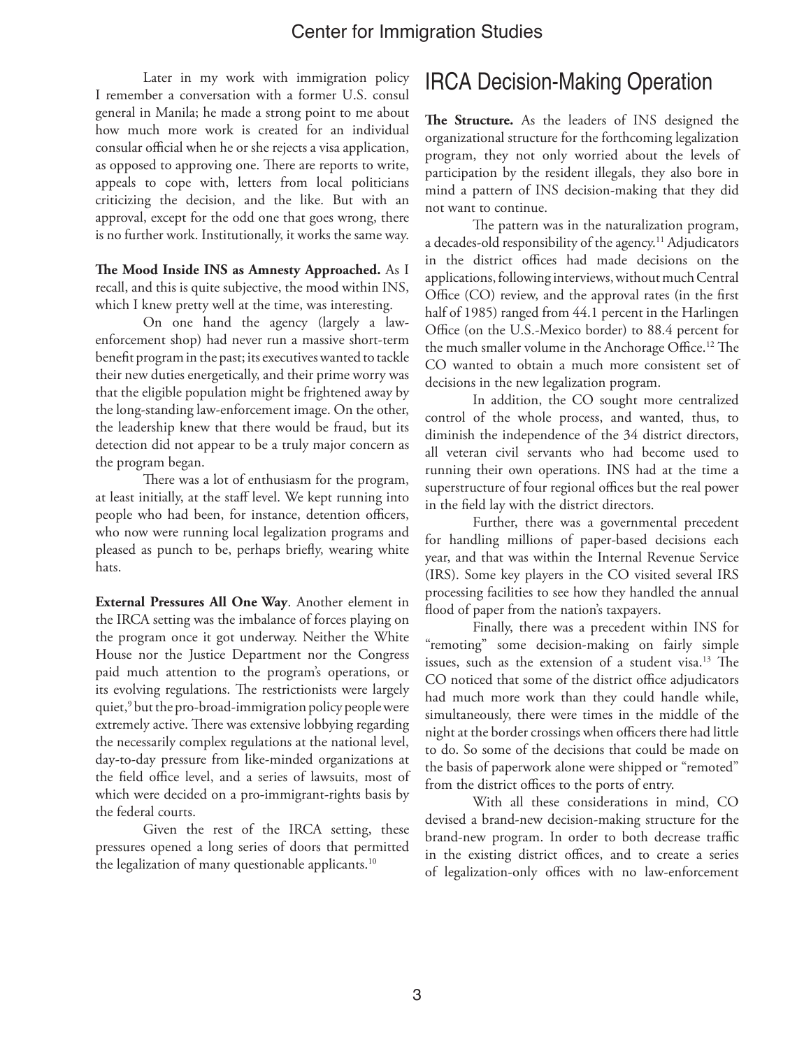Later in my work with immigration policy I remember a conversation with a former U.S. consul general in Manila; he made a strong point to me about how much more work is created for an individual consular official when he or she rejects a visa application, as opposed to approving one. There are reports to write, appeals to cope with, letters from local politicians criticizing the decision, and the like. But with an approval, except for the odd one that goes wrong, there is no further work. Institutionally, it works the same way.

**The Mood Inside INS as Amnesty Approached.** As I recall, and this is quite subjective, the mood within INS, which I knew pretty well at the time, was interesting.

On one hand the agency (largely a law-enforcement shop) had never run a massive short-term benefit program in the past; its executives wanted to tackle their new duties energetically, and their prime worry was that the eligible population might be frightened away by the long-standing law-enforcement image. On the other, the leadership knew that there would be fraud, but its detection did not appear to be a truly major concern as the program began.

There was a lot of enthusiasm for the program, at least initially, at the staff level. We kept running into people who had been, for instance, detention officers, who now were running local legalization programs and pleased as punch to be, perhaps briefly, wearing white hats.

**External Pressures All One Way**. Another element in the IRCA setting was the imbalance of forces playing on the program once it got underway. Neither the White House nor the Justice Department nor the Congress paid much attention to the program's operations, or its evolving regulations. The restrictionists were largely quiet,[9] but the pro-broad-immigration policy people were extremely active. There was extensive lobbying regarding the necessarily complex regulations at the national level, day-to-day pressure from like-minded organizations at the field office level, and a series of lawsuits, most of which were decided on a pro-immigrant-rights basis by the federal courts.

Given the rest of the IRCA setting, these pressures opened a long series of doors that permitted the legalization of many questionable applicants.[10]

## IRCA Decision-Making Operation

**The Structure.** As the leaders of INS designed the organizational structure for the forthcoming legalization program, they not only worried about the levels of participation by the resident illegals, they also bore in mind a pattern of INS decision-making that they did not want to continue.

The pattern was in the naturalization program, a decades-old responsibility of the agency.[11] Adjudicators in the district offices had made decisions on the applications, following interviews, without much Central Office (CO) review, and the approval rates (in the first half of 1985) ranged from 44.1 percent in the Harlingen Office (on the U.S.-Mexico border) to 88.4 percent for the much smaller volume in the Anchorage Office.[12] The CO wanted to obtain a much more consistent set of decisions in the new legalization program.

In addition, the CO sought more centralized control of the whole process, and wanted, thus, to diminish the independence of the 34 district directors, all veteran civil servants who had become used to running their own operations. INS had at the time a superstructure of four regional offices but the real power in the field lay with the district directors.

Further, there was a governmental precedent for handling millions of paper-based decisions each year, and that was within the Internal Revenue Service (IRS). Some key players in the CO visited several IRS processing facilities to see how they handled the annual flood of paper from the nation's taxpayers.

Finally, there was a precedent within INS for "remoting" some decision-making on fairly simple issues, such as the extension of a student visa.[13] The CO noticed that some of the district office adjudicators had much more work than they could handle while, simultaneously, there were times in the middle of the night at the border crossings when officers there had little to do. So some of the decisions that could be made on the basis of paperwork alone were shipped or "remoted" from the district offices to the ports of entry.

With all these considerations in mind, CO devised a brand-new decision-making structure for the brand-new program. In order to both decrease traffic in the existing district offices, and to create a series of legalization-only offices with no law-enforcement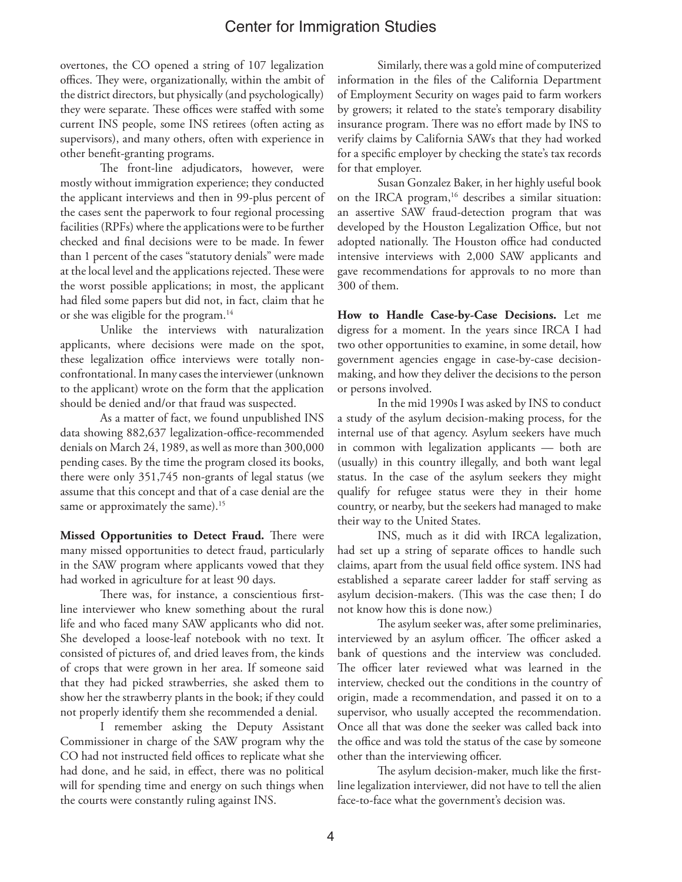overtones, the CO opened a string of 107 legalization offices. They were, organizationally, within the ambit of the district directors, but physically (and psychologically) they were separate. These offices were staffed with some current INS people, some INS retirees (often acting as supervisors), and many others, often with experience in other benefit-granting programs.

The front-line adjudicators, however, were mostly without immigration experience; they conducted the applicant interviews and then in 99-plus percent of the cases sent the paperwork to four regional processing facilities (RPFs) where the applications were to be further checked and final decisions were to be made. In fewer than 1 percent of the cases "statutory denials" were made at the local level and the applications rejected. These were the worst possible applications; in most, the applicant had filed some papers but did not, in fact, claim that he or she was eligible for the program.[14]

Unlike the interviews with naturalization applicants, where decisions were made on the spot, these legalization office interviews were totally non-confrontational. In many cases the interviewer (unknown to the applicant) wrote on the form that the application should be denied and/or that fraud was suspected.

As a matter of fact, we found unpublished INS data showing 882,637 legalization-office-recommended denials on March 24, 1989, as well as more than 300,000 pending cases. By the time the program closed its books, there were only 351,745 non-grants of legal status (we assume that this concept and that of a case denial are the same or approximately the same).[15]

**Missed Opportunities to Detect Fraud.** There were many missed opportunities to detect fraud, particularly in the SAW program where applicants vowed that they had worked in agriculture for at least 90 days.

There was, for instance, a conscientious first-line interviewer who knew something about the rural life and who faced many SAW applicants who did not. She developed a loose-leaf notebook with no text. It consisted of pictures of, and dried leaves from, the kinds of crops that were grown in her area. If someone said that they had picked strawberries, she asked them to show her the strawberry plants in the book; if they could not properly identify them she recommended a denial.

I remember asking the Deputy Assistant Commissioner in charge of the SAW program why the CO had not instructed field offices to replicate what she had done, and he said, in effect, there was no political will for spending time and energy on such things when the courts were constantly ruling against INS.

Similarly, there was a gold mine of computerized information in the files of the California Department of Employment Security on wages paid to farm workers by growers; it related to the state's temporary disability insurance program. There was no effort made by INS to verify claims by California SAWs that they had worked for a specific employer by checking the state's tax records for that employer.

Susan Gonzalez Baker, in her highly useful book on the IRCA program,[16] describes a similar situation: an assertive SAW fraud-detection program that was developed by the Houston Legalization Office, but not adopted nationally. The Houston office had conducted intensive interviews with 2,000 SAW applicants and gave recommendations for approvals to no more than 300 of them.

**How to Handle Case-by-Case Decisions.** Let me digress for a moment. In the years since IRCA I had two other opportunities to examine, in some detail, how government agencies engage in case-by-case decision-making, and how they deliver the decisions to the person or persons involved.

In the mid 1990s I was asked by INS to conduct a study of the asylum decision-making process, for the internal use of that agency. Asylum seekers have much in common with legalization applicants — both are (usually) in this country illegally, and both want legal status. In the case of the asylum seekers they might qualify for refugee status were they in their home country, or nearby, but the seekers had managed to make their way to the United States.

INS, much as it did with IRCA legalization, had set up a string of separate offices to handle such claims, apart from the usual field office system. INS had established a separate career ladder for staff serving as asylum decision-makers. (This was the case then; I do not know how this is done now.)

The asylum seeker was, after some preliminaries, interviewed by an asylum officer. The officer asked a bank of questions and the interview was concluded. The officer later reviewed what was learned in the interview, checked out the conditions in the country of origin, made a recommendation, and passed it on to a supervisor, who usually accepted the recommendation. Once all that was done the seeker was called back into the office and was told the status of the case by someone other than the interviewing officer.

The asylum decision-maker, much like the first-line legalization interviewer, did not have to tell the alien face-to-face what the government's decision was.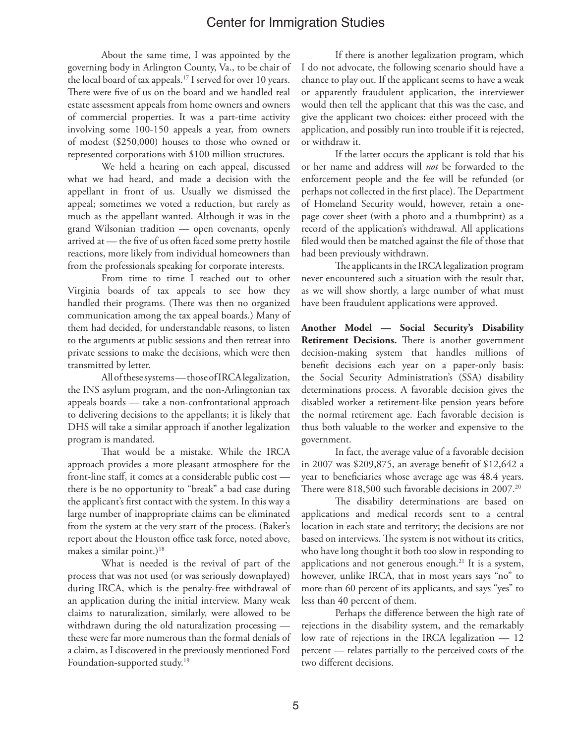About the same time, I was appointed by the governing body in Arlington County, Va., to be chair of the local board of tax appeals.[17] I served for over 10 years. There were five of us on the board and we handled real estate assessment appeals from home owners and owners of commercial properties. It was a part-time activity involving some 100-150 appeals a year, from owners of modest ($250,000) houses to those who owned or represented corporations with $100 million structures.

We held a hearing on each appeal, discussed what we had heard, and made a decision with the appellant in front of us. Usually we dismissed the appeal; sometimes we voted a reduction, but rarely as much as the appellant wanted. Although it was in the grand Wilsonian tradition — open covenants, openly arrived at — the five of us often faced some pretty hostile reactions, more likely from individual homeowners than from the professionals speaking for corporate interests.

From time to time I reached out to other Virginia boards of tax appeals to see how they handled their programs. (There was then no organized communication among the tax appeal boards.) Many of them had decided, for understandable reasons, to listen to the arguments at public sessions and then retreat into private sessions to make the decisions, which were then transmitted by letter.

All of these systems — those of IRCA legalization, the INS asylum program, and the non-Arlingtonian tax appeals boards — take a non-confrontational approach to delivering decisions to the appellants; it is likely that DHS will take a similar approach if another legalization program is mandated.

That would be a mistake. While the IRCA approach provides a more pleasant atmosphere for the front-line staff, it comes at a considerable public cost — there is be no opportunity to "break" a bad case during the applicant's first contact with the system. In this way a large number of inappropriate claims can be eliminated from the system at the very start of the process. (Baker's report about the Houston office task force, noted above, makes a similar point.)[18]

What is needed is the revival of part of the process that was not used (or was seriously downplayed) during IRCA, which is the penalty-free withdrawal of an application during the initial interview. Many weak claims to naturalization, similarly, were allowed to be withdrawn during the old naturalization processing — these were far more numerous than the formal denials of a claim, as I discovered in the previously mentioned Ford Foundation-supported study.[19]

If there is another legalization program, which I do not advocate, the following scenario should have a chance to play out. If the applicant seems to have a weak or apparently fraudulent application, the interviewer would then tell the applicant that this was the case, and give the applicant two choices: either proceed with the application, and possibly run into trouble if it is rejected, or withdraw it.

If the latter occurs the applicant is told that his or her name and address will *not* be forwarded to the enforcement people and the fee will be refunded (or perhaps not collected in the first place). The Department of Homeland Security would, however, retain a one-page cover sheet (with a photo and a thumbprint) as a record of the application's withdrawal. All applications filed would then be matched against the file of those that had been previously withdrawn.

The applicants in the IRCA legalization program never encountered such a situation with the result that, as we will show shortly, a large number of what must have been fraudulent applications were approved.

**Another Model — Social Security's Disability Retirement Decisions.** There is another government decision-making system that handles millions of benefit decisions each year on a paper-only basis: the Social Security Administration's (SSA) disability determinations process. A favorable decision gives the disabled worker a retirement-like pension years before the normal retirement age. Each favorable decision is thus both valuable to the worker and expensive to the government.

In fact, the average value of a favorable decision in 2007 was $209,875, an average benefit of $12,642 a year to beneficiaries whose average age was 48.4 years. There were 818,500 such favorable decisions in 2007.[20]

The disability determinations are based on applications and medical records sent to a central location in each state and territory; the decisions are not based on interviews. The system is not without its critics, who have long thought it both too slow in responding to applications and not generous enough.[21] It is a system, however, unlike IRCA, that in most years says "no" to more than 60 percent of its applicants, and says "yes" to less than 40 percent of them.

Perhaps the difference between the high rate of rejections in the disability system, and the remarkably low rate of rejections in the IRCA legalization — 12 percent — relates partially to the perceived costs of the two different decisions.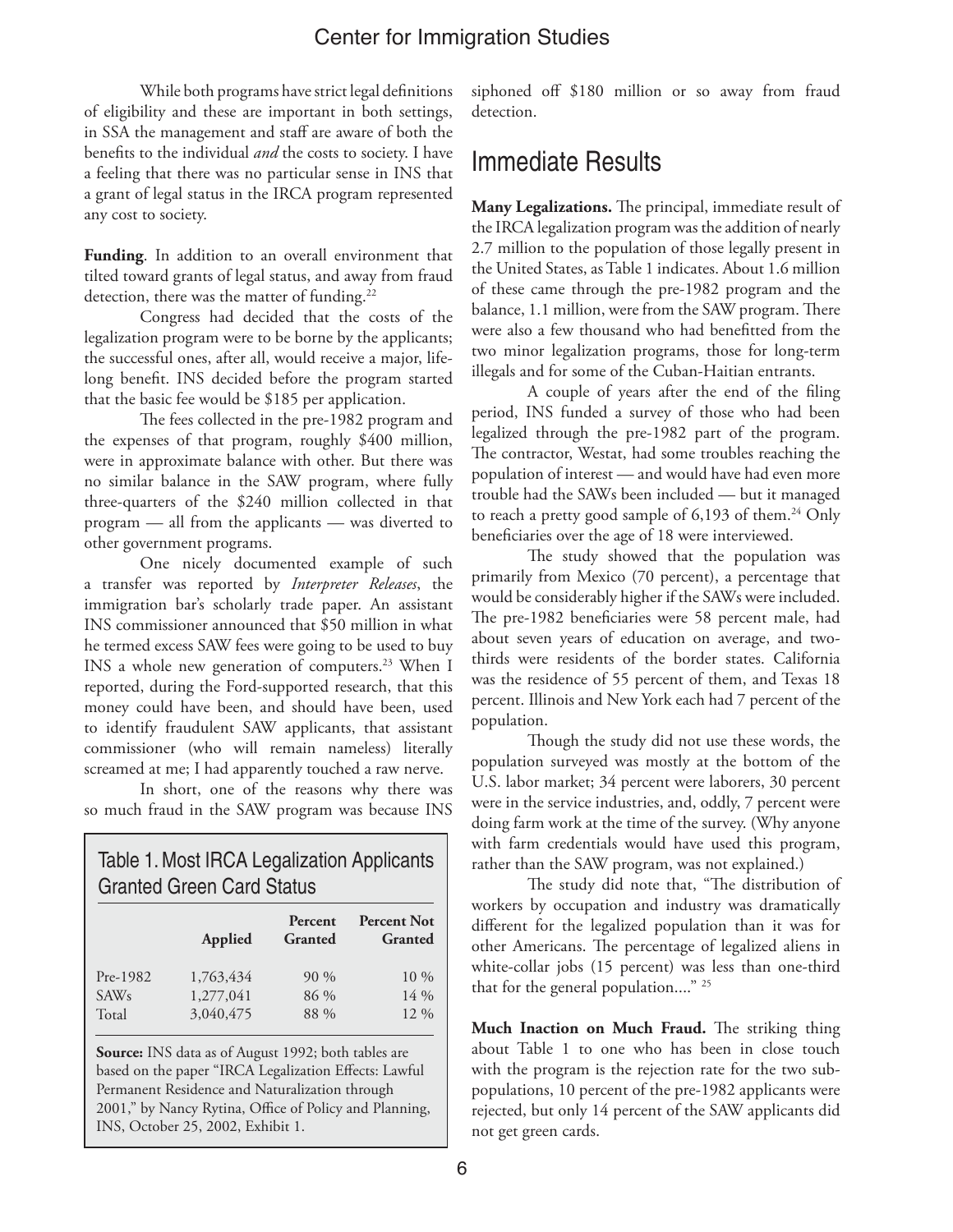While both programs have strict legal definitions of eligibility and these are important in both settings, in SSA the management and staff are aware of both the benefits to the individual *and* the costs to society. I have a feeling that there was no particular sense in INS that a grant of legal status in the IRCA program represented any cost to society.

**Funding**. In addition to an overall environment that tilted toward grants of legal status, and away from fraud detection, there was the matter of funding.[22]

Congress had decided that the costs of the legalization program were to be borne by the applicants; the successful ones, after all, would receive a major, life-long benefit. INS decided before the program started that the basic fee would be $185 per application.

The fees collected in the pre-1982 program and the expenses of that program, roughly $400 million, were in approximate balance with other. But there was no similar balance in the SAW program, where fully three-quarters of the $240 million collected in that program — all from the applicants — was diverted to other government programs.

One nicely documented example of such a transfer was reported by *Interpreter Releases*, the immigration bar's scholarly trade paper. An assistant INS commissioner announced that $50 million in what he termed excess SAW fees were going to be used to buy INS a whole new generation of computers.[23] When I reported, during the Ford-supported research, that this money could have been, and should have been, used to identify fraudulent SAW applicants, that assistant commissioner (who will remain nameless) literally screamed at me; I had apparently touched a raw nerve.

In short, one of the reasons why there was so much fraud in the SAW program was because INS siphoned off $180 million or so away from fraud detection.

## Immediate Results

**Many Legalizations.** The principal, immediate result of the IRCA legalization program was the addition of nearly 2.7 million to the population of those legally present in the United States, as Table 1 indicates. About 1.6 million of these came through the pre-1982 program and the balance, 1.1 million, were from the SAW program. There were also a few thousand who had benefitted from the two minor legalization programs, those for long-term illegals and for some of the Cuban-Haitian entrants.

A couple of years after the end of the filing period, INS funded a survey of those who had been legalized through the pre-1982 part of the program. The contractor, Westat, had some troubles reaching the population of interest — and would have had even more trouble had the SAWs been included — but it managed to reach a pretty good sample of 6,193 of them.[24] Only beneficiaries over the age of 18 were interviewed.

The study showed that the population was primarily from Mexico (70 percent), a percentage that would be considerably higher if the SAWs were included. The pre-1982 beneficiaries were 58 percent male, had about seven years of education on average, and two-thirds were residents of the border states. California was the residence of 55 percent of them, and Texas 18 percent. Illinois and New York each had 7 percent of the population.

Though the study did not use these words, the population surveyed was mostly at the bottom of the U.S. labor market; 34 percent were laborers, 30 percent were in the service industries, and, oddly, 7 percent were doing farm work at the time of the survey. (Why anyone with farm credentials would have used this program, rather than the SAW program, was not explained.)

The study did note that, "The distribution of workers by occupation and industry was dramatically different for the legalized population than it was for other Americans. The percentage of legalized aliens in white-collar jobs (15 percent) was less than one-third that for the general population...." [25]

**Much Inaction on Much Fraud.** The striking thing about Table 1 to one who has been in close touch with the program is the rejection rate for the two sub-populations, 10 percent of the pre-1982 applicants were rejected, but only 14 percent of the SAW applicants did not get green cards.

### Table 1. Most IRCA Legalization Applicants Granted Green Card Status

| | Applied | Percent Granted | Percent Not Granted |
|---|---|---|---|
| Pre-1982 | 1,763,434 | 90 % | 10 % |
| SAWs | 1,277,041 | 86 % | 14 % |
| Total | 3,040,475 | 88 % | 12 % |

**Source:** INS data as of August 1992; both tables are based on the paper "IRCA Legalization Effects: Lawful Permanent Residence and Naturalization through 2001," by Nancy Rytina, Office of Policy and Planning, INS, October 25, 2002, Exhibit 1.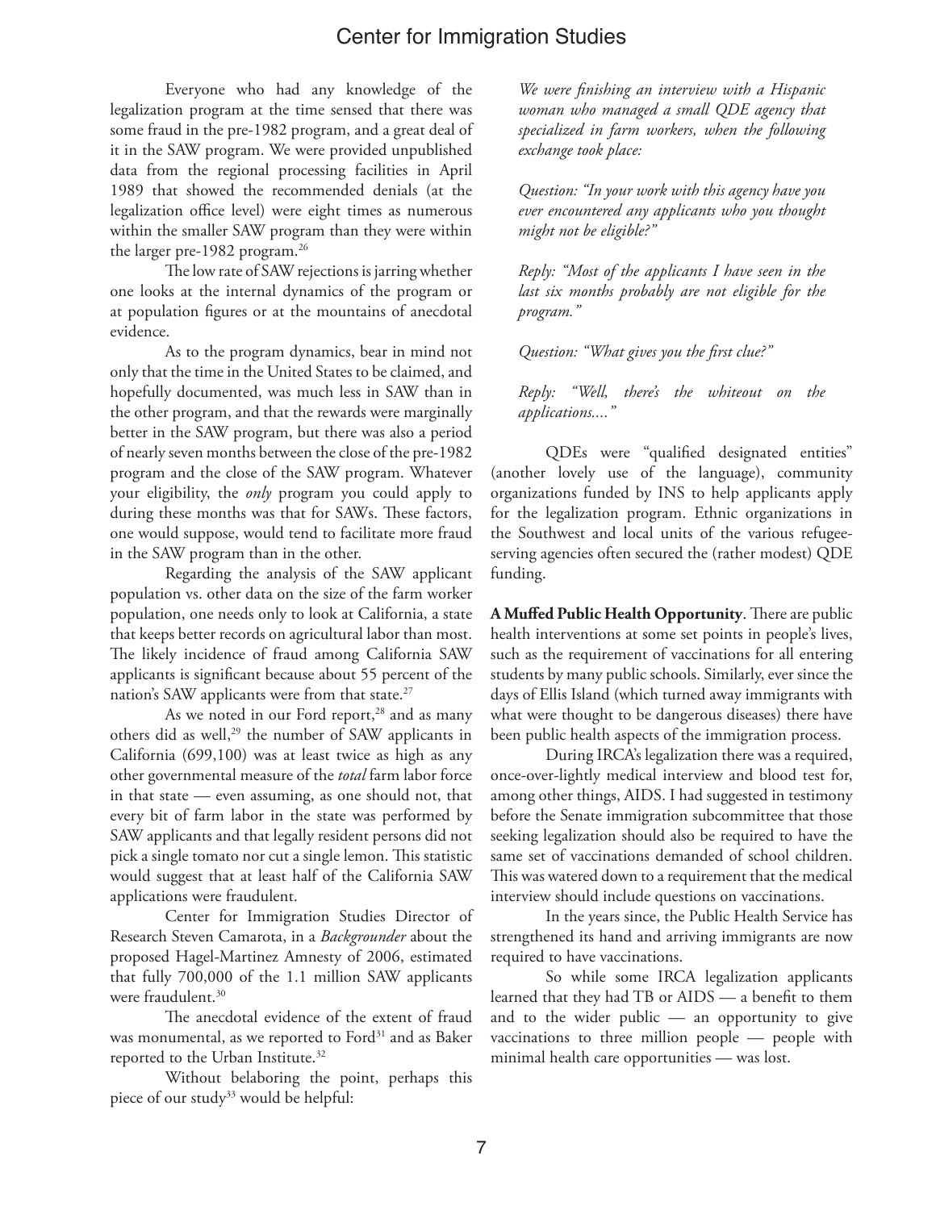Everyone who had any knowledge of the legalization program at the time sensed that there was some fraud in the pre-1982 program, and a great deal of it in the SAW program. We were provided unpublished data from the regional processing facilities in April 1989 that showed the recommended denials (at the legalization office level) were eight times as numerous within the smaller SAW program than they were within the larger pre-1982 program.[26]

The low rate of SAW rejections is jarring whether one looks at the internal dynamics of the program or at population figures or at the mountains of anecdotal evidence.

As to the program dynamics, bear in mind not only that the time in the United States to be claimed, and hopefully documented, was much less in SAW than in the other program, and that the rewards were marginally better in the SAW program, but there was also a period of nearly seven months between the close of the pre-1982 program and the close of the SAW program. Whatever your eligibility, the *only* program you could apply to during these months was that for SAWs. These factors, one would suppose, would tend to facilitate more fraud in the SAW program than in the other.

Regarding the analysis of the SAW applicant population vs. other data on the size of the farm worker population, one needs only to look at California, a state that keeps better records on agricultural labor than most. The likely incidence of fraud among California SAW applicants is significant because about 55 percent of the nation's SAW applicants were from that state.[27]

As we noted in our Ford report,[28] and as many others did as well,[29] the number of SAW applicants in California (699,100) was at least twice as high as any other governmental measure of the *total* farm labor force in that state — even assuming, as one should not, that every bit of farm labor in the state was performed by SAW applicants and that legally resident persons did not pick a single tomato nor cut a single lemon. This statistic would suggest that at least half of the California SAW applications were fraudulent.

Center for Immigration Studies Director of Research Steven Camarota, in a *Backgrounder* about the proposed Hagel-Martinez Amnesty of 2006, estimated that fully 700,000 of the 1.1 million SAW applicants were fraudulent.[30]

The anecdotal evidence of the extent of fraud was monumental, as we reported to Ford[31] and as Baker reported to the Urban Institute.[32]

Without belaboring the point, perhaps this piece of our study[33] would be helpful:

> *We were finishing an interview with a Hispanic woman who managed a small QDE agency that specialized in farm workers, when the following exchange took place:*
>
> *Question: "In your work with this agency have you ever encountered any applicants who you thought might not be eligible?"*
>
> *Reply: "Most of the applicants I have seen in the last six months probably are not eligible for the program."*
>
> *Question: "What gives you the first clue?"*
>
> *Reply: "Well, there's the whiteout on the applications...."*

QDEs were "qualified designated entities" (another lovely use of the language), community organizations funded by INS to help applicants apply for the legalization program. Ethnic organizations in the Southwest and local units of the various refugee-serving agencies often secured the (rather modest) QDE funding.

**A Muffed Public Health Opportunity**. There are public health interventions at some set points in people's lives, such as the requirement of vaccinations for all entering students by many public schools. Similarly, ever since the days of Ellis Island (which turned away immigrants with what were thought to be dangerous diseases) there have been public health aspects of the immigration process.

During IRCA's legalization there was a required, once-over-lightly medical interview and blood test for, among other things, AIDS. I had suggested in testimony before the Senate immigration subcommittee that those seeking legalization should also be required to have the same set of vaccinations demanded of school children. This was watered down to a requirement that the medical interview should include questions on vaccinations.

In the years since, the Public Health Service has strengthened its hand and arriving immigrants are now required to have vaccinations.

So while some IRCA legalization applicants learned that they had TB or AIDS — a benefit to them and to the wider public — an opportunity to give vaccinations to three million people — people with minimal health care opportunities — was lost.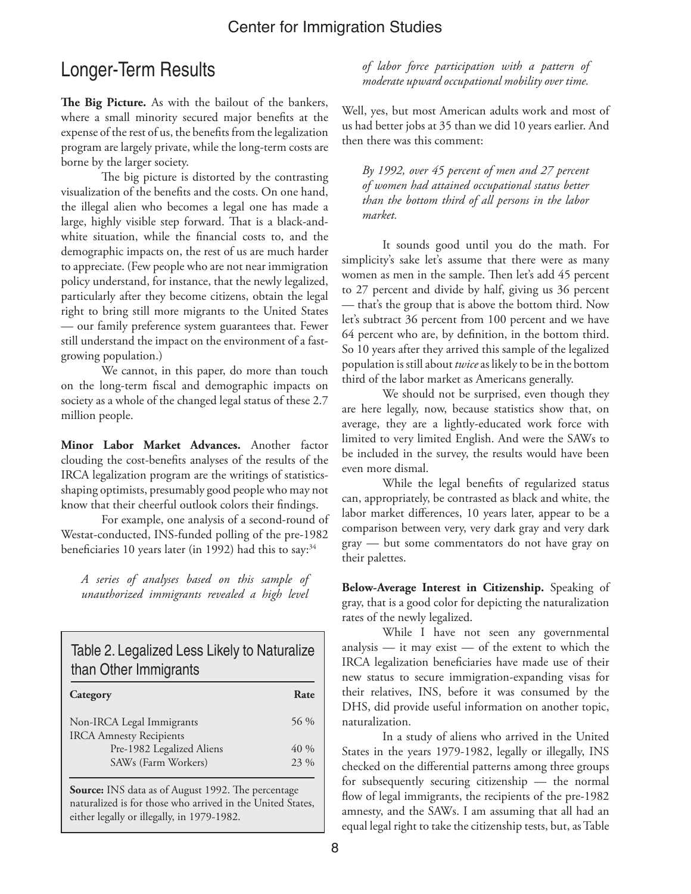## Longer-Term Results

**The Big Picture.** As with the bailout of the bankers, where a small minority secured major benefits at the expense of the rest of us, the benefits from the legalization program are largely private, while the long-term costs are borne by the larger society.

The big picture is distorted by the contrasting visualization of the benefits and the costs. On one hand, the illegal alien who becomes a legal one has made a large, highly visible step forward. That is a black-and-white situation, while the financial costs to, and the demographic impacts on, the rest of us are much harder to appreciate. (Few people who are not near immigration policy understand, for instance, that the newly legalized, particularly after they become citizens, obtain the legal right to bring still more migrants to the United States — our family preference system guarantees that. Fewer still understand the impact on the environment of a fast-growing population.)

We cannot, in this paper, do more than touch on the long-term fiscal and demographic impacts on society as a whole of the changed legal status of these 2.7 million people.

**Minor Labor Market Advances.** Another factor clouding the cost-benefits analyses of the results of the IRCA legalization program are the writings of statistics-shaping optimists, presumably good people who may not know that their cheerful outlook colors their findings.

For example, one analysis of a second-round of Westat-conducted, INS-funded polling of the pre-1982 beneficiaries 10 years later (in 1992) had this to say:[34]

> *A series of analyses based on this sample of unauthorized immigrants revealed a high level of labor force participation with a pattern of moderate upward occupational mobility over time.*

Well, yes, but most American adults work and most of us had better jobs at 35 than we did 10 years earlier. And then there was this comment:

> *By 1992, over 45 percent of men and 27 percent of women had attained occupational status better than the bottom third of all persons in the labor market.*

It sounds good until you do the math. For simplicity's sake let's assume that there were as many women as men in the sample. Then let's add 45 percent to 27 percent and divide by half, giving us 36 percent — that's the group that is above the bottom third. Now let's subtract 36 percent from 100 percent and we have 64 percent who are, by definition, in the bottom third. So 10 years after they arrived this sample of the legalized population is still about *twice* as likely to be in the bottom third of the labor market as Americans generally.

We should not be surprised, even though they are here legally, now, because statistics show that, on average, they are a lightly-educated work force with limited to very limited English. And were the SAWs to be included in the survey, the results would have been even more dismal.

While the legal benefits of regularized status can, appropriately, be contrasted as black and white, the labor market differences, 10 years later, appear to be a comparison between very, very dark gray and very dark gray — but some commentators do not have gray on their palettes.

**Below-Average Interest in Citizenship.** Speaking of gray, that is a good color for depicting the naturalization rates of the newly legalized.

While I have not seen any governmental analysis — it may exist — of the extent to which the IRCA legalization beneficiaries have made use of their new status to secure immigration-expanding visas for their relatives, INS, before it was consumed by the DHS, did provide useful information on another topic, naturalization.

In a study of aliens who arrived in the United States in the years 1979-1982, legally or illegally, INS checked on the differential patterns among three groups for subsequently securing citizenship — the normal flow of legal immigrants, the recipients of the pre-1982 amnesty, and the SAWs. I am assuming that all had an equal legal right to take the citizenship tests, but, as Table

### Table 2. Legalized Less Likely to Naturalize than Other Immigrants

| Category | Rate |
|---|---|
| Non-IRCA Legal Immigrants | 56 % |
| IRCA Amnesty Recipients | |
| Pre-1982 Legalized Aliens | 40 % |
| SAWs (Farm Workers) | 23 % |

**Source:** INS data as of August 1992. The percentage naturalized is for those who arrived in the United States, either legally or illegally, in 1979-1982.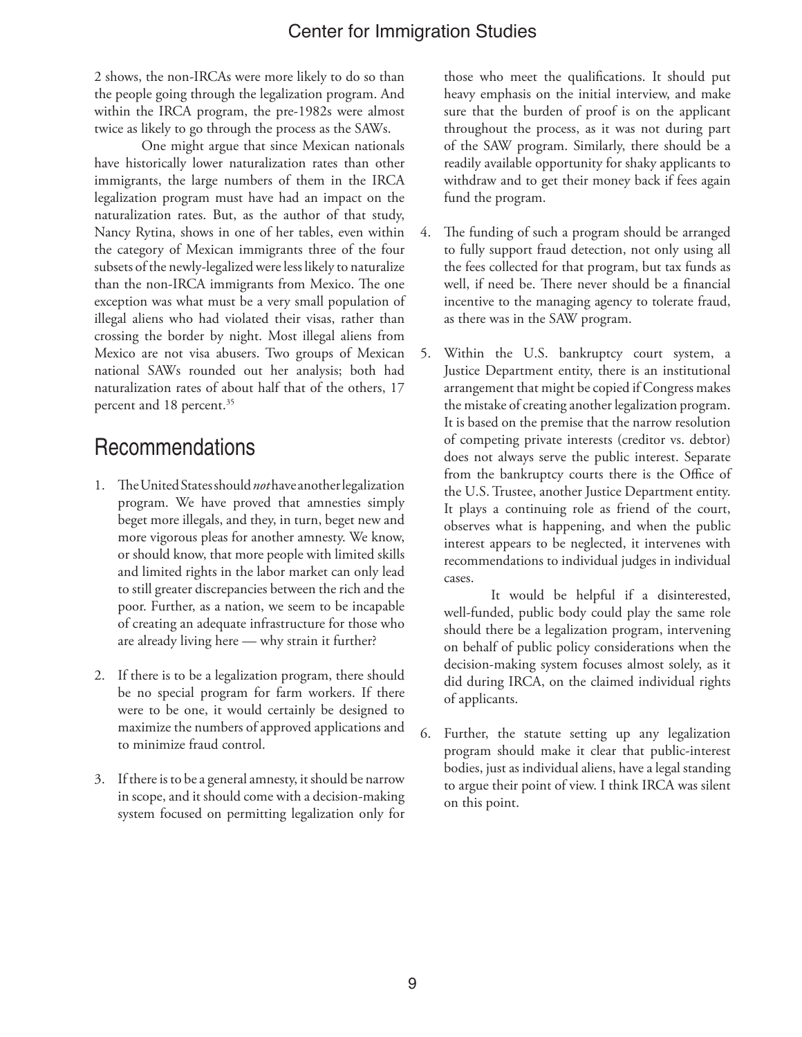2 shows, the non-IRCAs were more likely to do so than the people going through the legalization program. And within the IRCA program, the pre-1982s were almost twice as likely to go through the process as the SAWs.

One might argue that since Mexican nationals have historically lower naturalization rates than other immigrants, the large numbers of them in the IRCA legalization program must have had an impact on the naturalization rates. But, as the author of that study, Nancy Rytina, shows in one of her tables, even within the category of Mexican immigrants three of the four subsets of the newly-legalized were less likely to naturalize than the non-IRCA immigrants from Mexico. The one exception was what must be a very small population of illegal aliens who had violated their visas, rather than crossing the border by night. Most illegal aliens from Mexico are not visa abusers. Two groups of Mexican national SAWs rounded out her analysis; both had naturalization rates of about half that of the others, 17 percent and 18 percent.[35]

## Recommendations

1. The United States should *not* have another legalization program. We have proved that amnesties simply beget more illegals, and they, in turn, beget new and more vigorous pleas for another amnesty. We know, or should know, that more people with limited skills and limited rights in the labor market can only lead to still greater discrepancies between the rich and the poor. Further, as a nation, we seem to be incapable of creating an adequate infrastructure for those who are already living here — why strain it further?

2. If there is to be a legalization program, there should be no special program for farm workers. If there were to be one, it would certainly be designed to maximize the numbers of approved applications and to minimize fraud control.

3. If there is to be a general amnesty, it should be narrow in scope, and it should come with a decision-making system focused on permitting legalization only for those who meet the qualifications. It should put heavy emphasis on the initial interview, and make sure that the burden of proof is on the applicant throughout the process, as it was not during part of the SAW program. Similarly, there should be a readily available opportunity for shaky applicants to withdraw and to get their money back if fees again fund the program.

4. The funding of such a program should be arranged to fully support fraud detection, not only using all the fees collected for that program, but tax funds as well, if need be. There never should be a financial incentive to the managing agency to tolerate fraud, as there was in the SAW program.

5. Within the U.S. bankruptcy court system, a Justice Department entity, there is an institutional arrangement that might be copied if Congress makes the mistake of creating another legalization program. It is based on the premise that the narrow resolution of competing private interests (creditor vs. debtor) does not always serve the public interest. Separate from the bankruptcy courts there is the Office of the U.S. Trustee, another Justice Department entity. It plays a continuing role as friend of the court, observes what is happening, and when the public interest appears to be neglected, it intervenes with recommendations to individual judges in individual cases.

   It would be helpful if a disinterested, well-funded, public body could play the same role should there be a legalization program, intervening on behalf of public policy considerations when the decision-making system focuses almost solely, as it did during IRCA, on the claimed individual rights of applicants.

6. Further, the statute setting up any legalization program should make it clear that public-interest bodies, just as individual aliens, have a legal standing to argue their point of view. I think IRCA was silent on this point.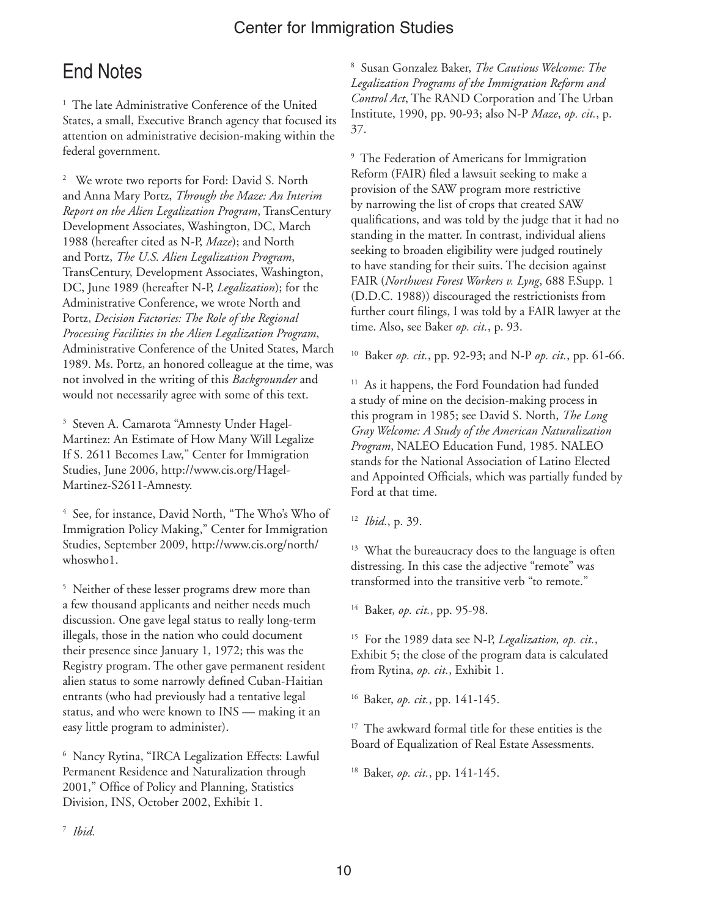# End Notes

[1] The late Administrative Conference of the United States, a small, Executive Branch agency that focused its attention on administrative decision-making within the federal government.

[2] We wrote two reports for Ford: David S. North and Anna Mary Portz, *Through the Maze: An Interim Report on the Alien Legalization Program*, TransCentury Development Associates, Washington, DC, March 1988 (hereafter cited as N-P, *Maze*); and North and Portz, *The U.S. Alien Legalization Program*, TransCentury, Development Associates, Washington, DC, June 1989 (hereafter N-P, *Legalization*); for the Administrative Conference, we wrote North and Portz, *Decision Factories: The Role of the Regional Processing Facilities in the Alien Legalization Program*, Administrative Conference of the United States, March 1989. Ms. Portz, an honored colleague at the time, was not involved in the writing of this *Backgrounder* and would not necessarily agree with some of this text.

[3] Steven A. Camarota "Amnesty Under Hagel-Martinez: An Estimate of How Many Will Legalize If S. 2611 Becomes Law," Center for Immigration Studies, June 2006, http://www.cis.org/Hagel-Martinez-S2611-Amnesty.

[4] See, for instance, David North, "The Who's Who of Immigration Policy Making," Center for Immigration Studies, September 2009, http://www.cis.org/north/whoswho1.

[5] Neither of these lesser programs drew more than a few thousand applicants and neither needs much discussion. One gave legal status to really long-term illegals, those in the nation who could document their presence since January 1, 1972; this was the Registry program. The other gave permanent resident alien status to some narrowly defined Cuban-Haitian entrants (who had previously had a tentative legal status, and who were known to INS — making it an easy little program to administer).

[6] Nancy Rytina, "IRCA Legalization Effects: Lawful Permanent Residence and Naturalization through 2001," Office of Policy and Planning, Statistics Division, INS, October 2002, Exhibit 1.

[7] *Ibid.*

[8] Susan Gonzalez Baker, *The Cautious Welcome: The Legalization Programs of the Immigration Reform and Control Act*, The RAND Corporation and The Urban Institute, 1990, pp. 90-93; also N-P *Maze*, *op. cit.*, p. 37.

[9] The Federation of Americans for Immigration Reform (FAIR) filed a lawsuit seeking to make a provision of the SAW program more restrictive by narrowing the list of crops that created SAW qualifications, and was told by the judge that it had no standing in the matter. In contrast, individual aliens seeking to broaden eligibility were judged routinely to have standing for their suits. The decision against FAIR (*Northwest Forest Workers v. Lyng*, 688 F.Supp. 1 (D.D.C. 1988)) discouraged the restrictionists from further court filings, I was told by a FAIR lawyer at the time. Also, see Baker *op. cit.*, p. 93.

[10] Baker *op. cit.*, pp. 92-93; and N-P *op. cit.*, pp. 61-66.

[11] As it happens, the Ford Foundation had funded a study of mine on the decision-making process in this program in 1985; see David S. North, *The Long Gray Welcome: A Study of the American Naturalization Program*, NALEO Education Fund, 1985. NALEO stands for the National Association of Latino Elected and Appointed Officials, which was partially funded by Ford at that time.

[12] *Ibid.*, p. 39.

[13] What the bureaucracy does to the language is often distressing. In this case the adjective "remote" was transformed into the transitive verb "to remote."

[14] Baker, *op. cit.*, pp. 95-98.

[15] For the 1989 data see N-P, *Legalization, op. cit.*, Exhibit 5; the close of the program data is calculated from Rytina, *op. cit.*, Exhibit 1.

[16] Baker, *op. cit.*, pp. 141-145.

[17] The awkward formal title for these entities is the Board of Equalization of Real Estate Assessments.

[18] Baker, *op. cit.*, pp. 141-145.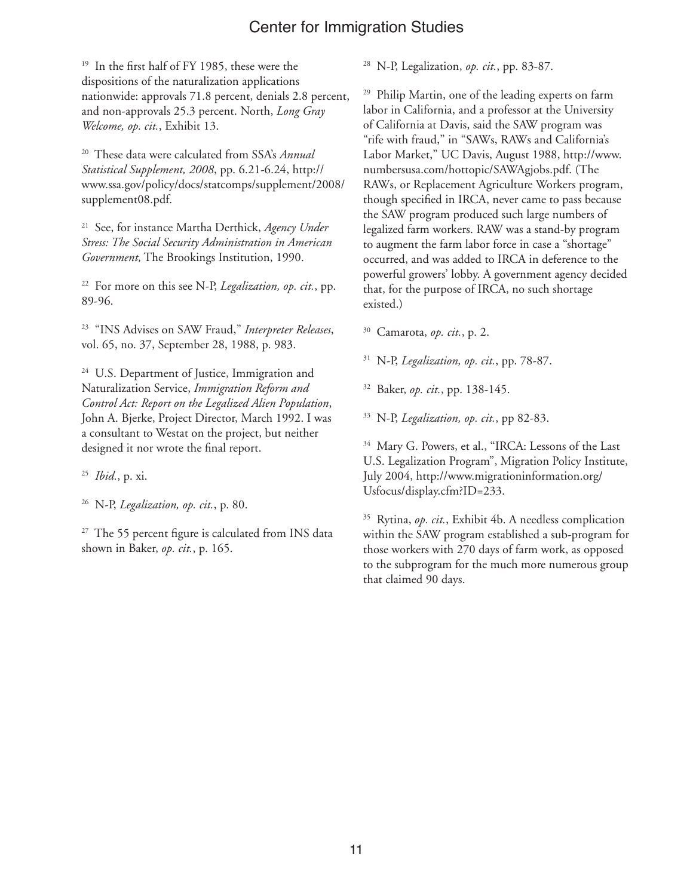[19] In the first half of FY 1985, these were the dispositions of the naturalization applications nationwide: approvals 71.8 percent, denials 2.8 percent, and non-approvals 25.3 percent. North, *Long Gray Welcome, op. cit.*, Exhibit 13.

[20] These data were calculated from SSA's *Annual Statistical Supplement, 2008*, pp. 6.21-6.24, http://www.ssa.gov/policy/docs/statcomps/supplement/2008/supplement08.pdf.

[21] See, for instance Martha Derthick, *Agency Under Stress: The Social Security Administration in American Government,* The Brookings Institution, 1990.

[22] For more on this see N-P, *Legalization, op. cit.*, pp. 89-96.

[23] "INS Advises on SAW Fraud," *Interpreter Releases*, vol. 65, no. 37, September 28, 1988, p. 983.

[24] U.S. Department of Justice, Immigration and Naturalization Service, *Immigration Reform and Control Act: Report on the Legalized Alien Population*, John A. Bjerke, Project Director, March 1992. I was a consultant to Westat on the project, but neither designed it nor wrote the final report.

[25] *Ibid.*, p. xi.

[26] N-P, *Legalization, op. cit.*, p. 80.

[27] The 55 percent figure is calculated from INS data shown in Baker, *op. cit.*, p. 165.

[28] N-P, Legalization, *op. cit.*, pp. 83-87.

[29] Philip Martin, one of the leading experts on farm labor in California, and a professor at the University of California at Davis, said the SAW program was "rife with fraud," in "SAWs, RAWs and California's Labor Market," UC Davis, August 1988, http://www.numbersusa.com/hottopic/SAWAgjobs.pdf. (The RAWs, or Replacement Agriculture Workers program, though specified in IRCA, never came to pass because the SAW program produced such large numbers of legalized farm workers. RAW was a stand-by program to augment the farm labor force in case a "shortage" occurred, and was added to IRCA in deference to the powerful growers' lobby. A government agency decided that, for the purpose of IRCA, no such shortage existed.)

[30] Camarota, *op. cit.*, p. 2.

[31] N-P, *Legalization, op. cit.*, pp. 78-87.

[32] Baker, *op. cit.*, pp. 138-145.

[33] N-P, *Legalization, op. cit.*, pp 82-83.

[34] Mary G. Powers, et al., "IRCA: Lessons of the Last U.S. Legalization Program", Migration Policy Institute, July 2004, http://www.migrationinformation.org/Usfocus/display.cfm?ID=233.

[35] Rytina, *op. cit.*, Exhibit 4b. A needless complication within the SAW program established a sub-program for those workers with 270 days of farm work, as opposed to the subprogram for the much more numerous group that claimed 90 days.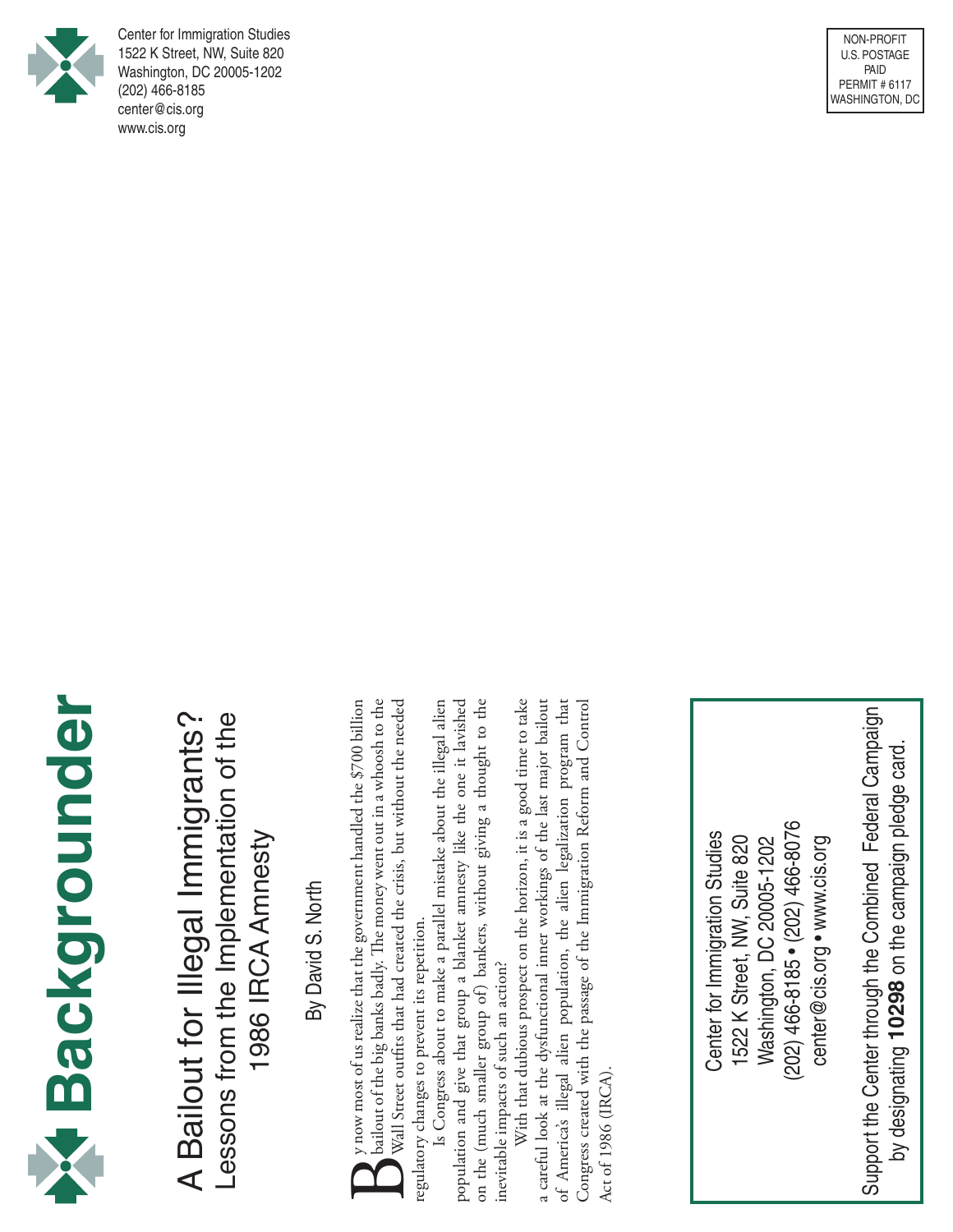Center for Immigration Studies
1522 K Street, NW, Suite 820
Washington, DC 20005-1202
(202) 466-8185
center@cis.org
www.cis.org

NON-PROFIT
U.S. POSTAGE
PAID
PERMIT # 6117
WASHINGTON, DC

# Backgrounder

## A Bailout for Illegal Immigrants? Lessons from the Implementation of the 1986 IRCA Amnesty

By David S. North

By now most of us realize that the government handled the $700 billion bailout of the big banks badly. The money went out in a whoosh to the Wall Street outfits that had created the crisis, but without the needed regulatory changes to prevent its repetition.

Is Congress about to make a parallel mistake about the illegal alien population and give that group a blanket amnesty like the one it lavished on the (much smaller group of) bankers, without giving a thought to the inevitable impacts of such an action?

With that dubious prospect on the horizon, it is a good time to take a careful look at the dysfunctional inner workings of the last major bailout of America's illegal alien population, the alien legalization program that Congress created with the passage of the Immigration Reform and Control Act of 1986 (IRCA).

Center for Immigration Studies
1522 K Street, NW, Suite 820
Washington, DC 20005-1202
(202) 466-8185 • (202) 466-8076
center@cis.org • www.cis.org

Support the Center through the Combined Federal Campaign by designating **10298** on the campaign pledge card.